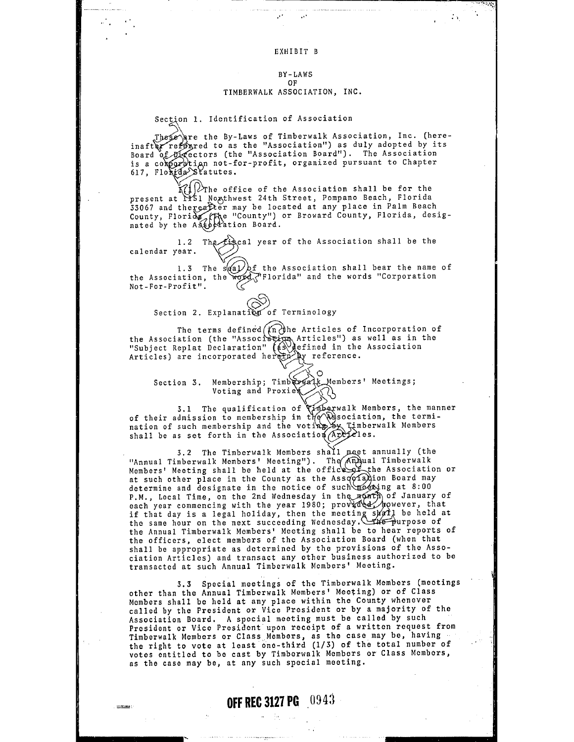EXHIBIT B

# BY-LAWS
## OF
## TIMBERWALK ASSOCIATION, INC.

### Section 1. Identification of Association

These are the By-Laws of Timberwalk Association, Inc. (hereinafter referred to as the "Association") as duly adopted by its Board of Directors (the "Association Board"). The Association is a corporation not-for-profit, organized pursuant to Chapter 617, Florida Statutes.

1.1 The office of the Association shall be for the present at 1151 Northwest 24th Street, Pompano Beach, Florida 33067 and thereafter may be located at any place in Palm Beach County, Florida (the "County") or Broward County, Florida, designated by the Association Board.

1.2 The fiscal year of the Association shall be the calendar year.

1.3 The seal of the Association shall bear the name of the Association, the word "Florida" and the words "Corporation Not-For-Profit".

### Section 2. Explanation of Terminology

The terms defined in the Articles of Incorporation of the Association (the "Association Articles") as well as in the "Subject Replat Declaration" (as defined in the Association Articles) are incorporated herein by reference.

### Section 3. Membership; Timberwalk Members' Meetings; Voting and Proxies

3.1 The qualification of Timberwalk Members, the manner of their admission to membership in the Association, the termination of such membership and the voting by Timberwalk Members shall be as set forth in the Association Articles.

3.2 The Timberwalk Members shall meet annually (the "Annual Timberwalk Members' Meeting"). The Annual Timberwalk Members' Meeting shall be held at the office of the Association or at such other place in the County as the Association Board may determine and designate in the notice of such meeting at 8:00 P.M., Local Time, on the 2nd Wednesday in the month of January of each year commencing with the year 1980; provided, however, that if that day is a legal holiday, then the meeting shall be held at the same hour on the next succeeding Wednesday. The purpose of the Annual Timberwalk Members' Meeting shall be to hear reports of the officers, elect members of the Association Board (when that shall be appropriate as determined by the provisions of the Association Articles) and transact any other business authorized to be transacted at such Annual Timberwalk Members' Meeting.

3.3 Special meetings of the Timberwalk Members (meetings other than the Annual Timberwalk Members' Meeting) or of Class Members shall be held at any place within the County whenever called by the President or Vice President or by a majority of the Association Board. A special meeting must be called by such President or Vice President upon receipt of a written request from Timberwalk Members or Class Members, as the case may be, having the right to vote at least one-third (1/3) of the total number of votes entitled to be cast by Timberwalk Members or Class Members, as the case may be, at any such special meeting.

OFF REC 3127 PG 0943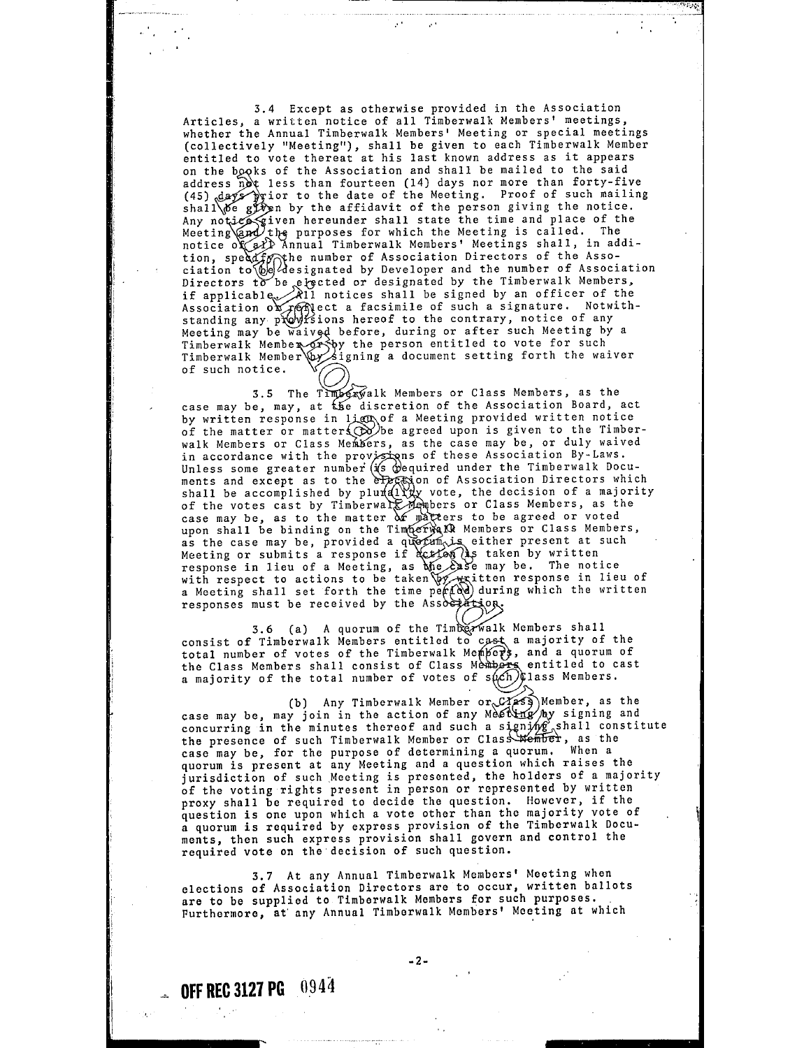3.4 Except as otherwise provided in the Association Articles, a written notice of all Timberwalk Members' meetings, whether the Annual Timberwalk Members' Meeting or special meetings (collectively "Meeting"), shall be given to each Timberwalk Member entitled to vote thereat at his last known address as it appears on the books of the Association and shall be mailed to the said address not less than fourteen (14) days nor more than forty-five (45) days prior to the date of the Meeting. Proof of such mailing shall be given by the affidavit of the person giving the notice. Any notice given hereunder shall state the time and place of the Meeting and the purposes for which the Meeting is called. The notice of all Annual Timberwalk Members' Meetings shall, in addition, specify the number of Association Directors of the Association to be designated by Developer and the number of Association Directors to be elected or designated by the Timberwalk Members, if applicable. All notices shall be signed by an officer of the Association or reflect a facsimile of such a signature. Notwithstanding any provisions hereof to the contrary, notice of any Meeting may be waived before, during or after such Meeting by a Timberwalk Member or by the person entitled to vote for such Timberwalk Member by signing a document setting forth the waiver of such notice.

3.5 The Timberwalk Members or Class Members, as the case may be, may, at the discretion of the Association Board, act by written response in lieu of a Meeting provided written notice of the matter or matters to be agreed upon is given to the Timberwalk Members or Class Members, as the case may be, or duly waived in accordance with the provisions of these Association By-Laws. Unless some greater number is required under the Timberwalk Documents and except as to the election of Association Directors which shall be accomplished by plurality vote, the decision of a majority of the votes cast by Timberwalk Members or Class Members, as the case may be, as to the matter or matters to be agreed or voted upon shall be binding on the Timberwalk Members or Class Members, as the case may be, provided a quorum is either present at such Meeting or submits a response if action is taken by written response in lieu of a Meeting, as the case may be. The notice with respect to actions to be taken by written response in lieu of a Meeting shall set forth the time period during which the written responses must be received by the Association.

3.6 (a) A quorum of the Timberwalk Members shall consist of Timberwalk Members entitled to cast a majority of the total number of votes of the Timberwalk Members, and a quorum of the Class Members shall consist of Class Members entitled to cast a majority of the total number of votes of such Class Members.

(b) Any Timberwalk Member or Class Member, as the case may be, may join in the action of any Meeting by signing and concurring in the minutes thereof and such a signing shall constitute the presence of such Timberwalk Member or Class Member, as the case may be, for the purpose of determining a quorum. When a quorum is present at any Meeting and a question which raises the jurisdiction of such Meeting is presented, the holders of a majority of the voting rights present in person or represented by written proxy shall be required to decide the question. However, if the question is one upon which a vote other than the majority vote of a quorum is required by express provision of the Timberwalk Documents, then such express provision shall govern and control the required vote on the decision of such question.

3.7 At any Annual Timberwalk Members' Meeting when elections of Association Directors are to occur, written ballots are to be supplied to Timberwalk Members for such purposes. Furthermore, at any Annual Timberwalk Members' Meeting at which

OFF REC 3127 PG 0944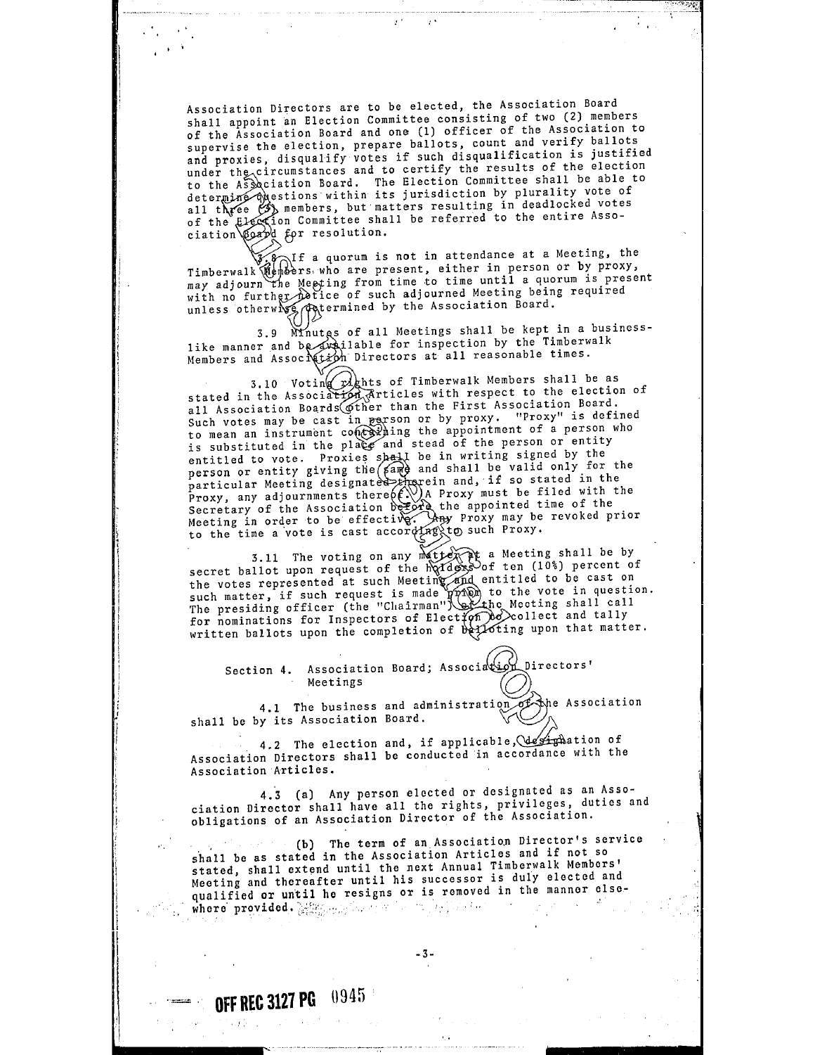Association Directors are to be elected, the Association Board shall appoint an Election Committee consisting of two (2) members of the Association Board and one (1) officer of the Association to supervise the election, prepare ballots, count and verify ballots and proxies, disqualify votes if such disqualification is justified under the circumstances and to certify the results of the election to the Association Board. The Election Committee shall be able to determine questions within its jurisdiction by plurality vote of all three (3) members, but matters resulting in deadlocked votes of the Election Committee shall be referred to the entire Association Board for resolution.

3.8 If a quorum is not in attendance at a Meeting, the Timberwalk Members who are present, either in person or by proxy, may adjourn the Meeting from time to time until a quorum is present with no further notice of such adjourned Meeting being required unless otherwise determined by the Association Board.

3.9 Minutes of all Meetings shall be kept in a business-like manner and be available for inspection by the Timberwalk Members and Association Directors at all reasonable times.

3.10 Voting rights of Timberwalk Members shall be as stated in the Association Articles with respect to the election of all Association Boards other than the First Association Board. Such votes may be cast in person or by proxy. "Proxy" is defined to mean an instrument containing the appointment of a person who is substituted in the place and stead of the person or entity entitled to vote. Proxies shall be in writing signed by the person or entity giving the same and shall be valid only for the particular Meeting designated therein and, if so stated in the Proxy, any adjournments thereof. A Proxy must be filed with the Secretary of the Association before the appointed time of the Meeting in order to be effective. Any Proxy may be revoked prior to the time a vote is cast according to such Proxy.

3.11 The voting on any matter at a Meeting shall be by secret ballot upon request of the holders of ten (10%) percent of the votes represented at such Meeting and entitled to be cast on such matter, if such request is made prior to the vote in question. The presiding officer (the "Chairman") of the Meeting shall call for nominations for Inspectors of Election to collect and tally written ballots upon the completion of balloting upon that matter.

## Section 4. Association Board; Association Directors' Meetings

4.1 The business and administration of the Association shall be by its Association Board.

4.2 The election and, if applicable, designation of Association Directors shall be conducted in accordance with the Association Articles.

4.3 (a) Any person elected or designated as an Association Director shall have all the rights, privileges, duties and obligations of an Association Director of the Association.

(b) The term of an Association Director's service shall be as stated in the Association Articles and if not so stated, shall extend until the next Annual Timberwalk Members' Meeting and thereafter until his successor is duly elected and qualified or until he resigns or is removed in the manner elsewhere provided.

OFF REC 3127 PG 0945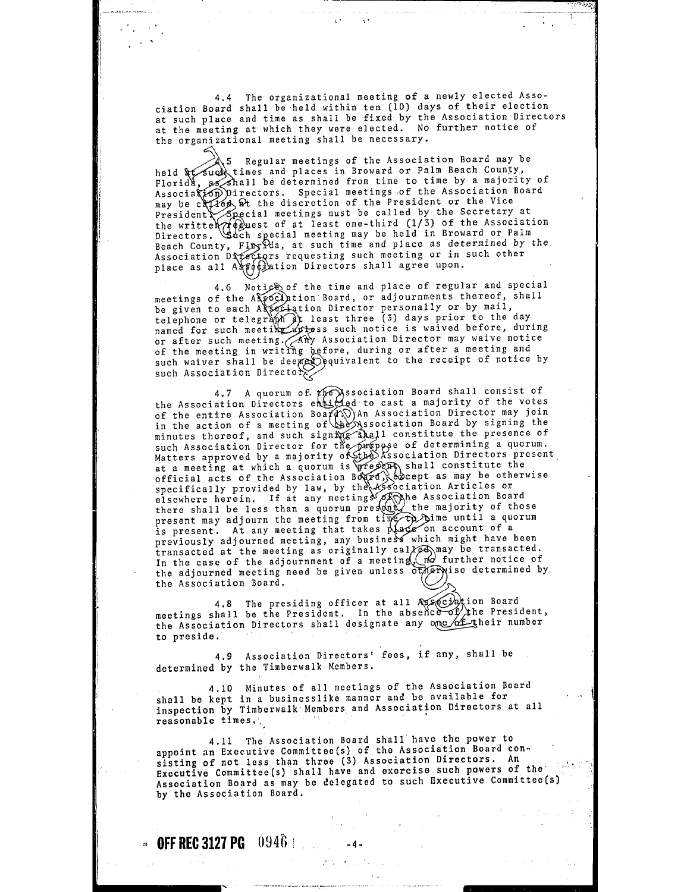4.4 The organizational meeting of a newly elected Association Board shall be held within ten (10) days of their election at such place and time as shall be fixed by the Association Directors at the meeting at which they were elected. No further notice of the organizational meeting shall be necessary.

4.5 Regular meetings of the Association Board may be held at such times and places in Broward or Palm Beach County, Florida, as shall be determined from time to time by a majority of Association Directors. Special meetings of the Association Board may be called at the discretion of the President or the Vice President. Special meetings must be called by the Secretary at the written request of at least one-third (1/3) of the Association Directors. Such special meeting may be held in Broward or Palm Beach County, Florida, at such time and place as determined by the Association Directors requesting such meeting or in such other place as all Association Directors shall agree upon.

4.6 Notice of the time and place of regular and special meetings of the Association Board, or adjournments thereof, shall be given to each Association Director personally or by mail, telephone or telegraph at least three (3) days prior to the day named for such meeting unless such notice is waived before, during or after such meeting. Any Association Director may waive notice of the meeting in writing before, during or after a meeting and such waiver shall be deemed equivalent to the receipt of notice by such Association Director.

4.7 A quorum of the Association Board shall consist of the Association Directors entitled to cast a majority of the votes of the entire Association Board. An Association Director may join in the action of a meeting of the Association Board by signing the minutes thereof, and such signing shall constitute the presence of such Association Director for the purpose of determining a quorum. Matters approved by a majority of the Association Directors present at a meeting at which a quorum is present shall constitute the official acts of the Association Board, except as may be otherwise specifically provided by law, by the Association Articles or elsewhere herein. If at any meetings of the Association Board there shall be less than a quorum present, the majority of those present may adjourn the meeting from time to time until a quorum is present. At any meeting that takes place on account of a previously adjourned meeting, any business which might have been transacted at the meeting as originally called may be transacted. In the case of the adjournment of a meeting, no further notice of the adjourned meeting need be given unless otherwise determined by the Association Board.

4.8 The presiding officer at all Association Board meetings shall be the President. In the absence of the President, the Association Directors shall designate any one of their number to preside.

4.9 Association Directors' fees, if any, shall be determined by the Timberwalk Members.

4.10 Minutes of all meetings of the Association Board shall be kept in a businesslike manner and be available for inspection by Timberwalk Members and Association Directors at all reasonable times.

4.11 The Association Board shall have the power to appoint an Executive Committee(s) of the Association Board consisting of not less than three (3) Association Directors. An Executive Committee(s) shall have and exercise such powers of the Association Board as may be delegated to such Executive Committee(s) by the Association Board.

OFF REC 3127 PG 0946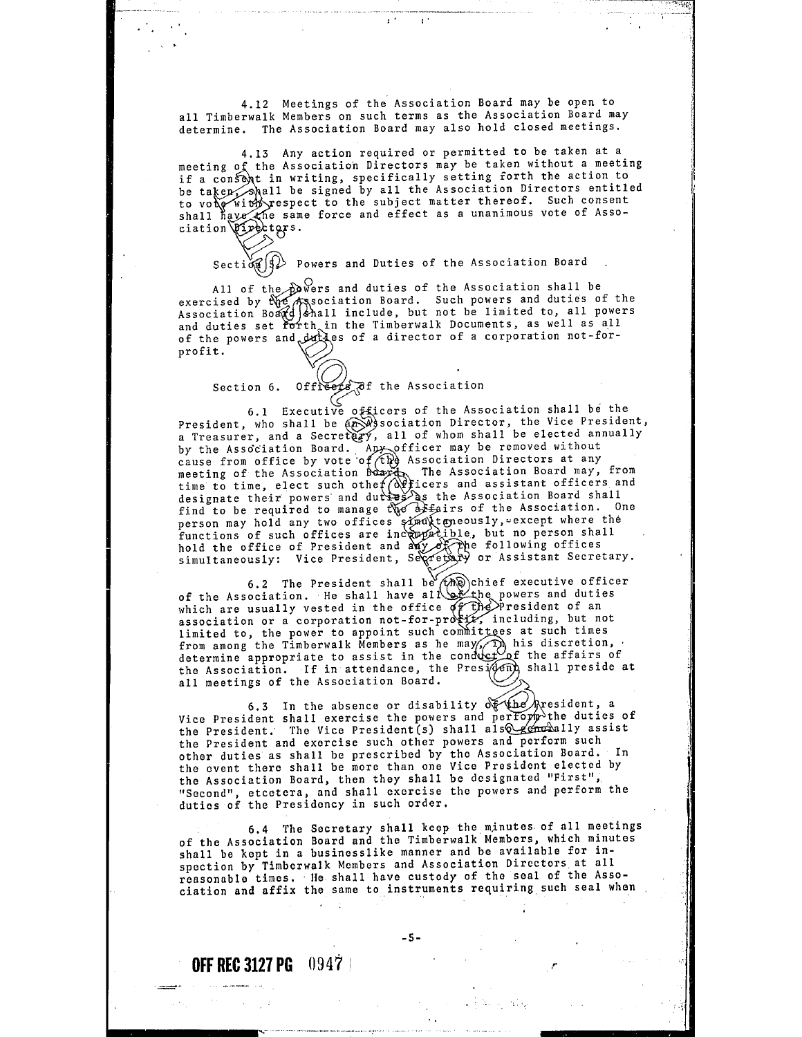4.12 Meetings of the Association Board may be open to all Timberwalk Members on such terms as the Association Board may determine. The Association Board may also hold closed meetings.

4.13 Any action required or permitted to be taken at a meeting of the Association Directors may be taken without a meeting if a consent in writing, specifically setting forth the action to be taken, shall be signed by all the Association Directors entitled to vote with respect to the subject matter thereof. Such consent shall have the same force and effect as a unanimous vote of Association Directors.

Section 5. Powers and Duties of the Association Board

All of the powers and duties of the Association shall be exercised by the Association Board. Such powers and duties of the Association Board shall include, but not be limited to, all powers and duties set forth in the Timberwalk Documents, as well as all of the powers and duties of a director of a corporation not-for-profit.

Section 6. Officers of the Association

6.1 Executive officers of the Association shall be the President, who shall be an Association Director, the Vice President, a Treasurer, and a Secretary, all of whom shall be elected annually by the Association Board. Any officer may be removed without cause from office by vote of the Association Directors at any meeting of the Association Board. The Association Board may, from time to time, elect such other officers and assistant officers and designate their powers and duties as the Association Board shall find to be required to manage the affairs of the Association. One person may hold any two offices simultaneously, except where the functions of such offices are incompatible, but no person shall hold the office of President and any of the following offices simultaneously: Vice President, Secretary or Assistant Secretary.

6.2 The President shall be the chief executive officer of the Association. He shall have all of the powers and duties which are usually vested in the office of the President of an association or a corporation not-for-profit, including, but not limited to, the power to appoint such committees at such times from among the Timberwalk Members as he may, in his discretion, determine appropriate to assist in the conduct of the affairs of the Association. If in attendance, the President shall preside at all meetings of the Association Board.

6.3 In the absence or disability of the President, a Vice President shall exercise the powers and perform the duties of the President. The Vice President(s) shall also generally assist the President and exercise such other powers and perform such other duties as shall be prescribed by the Association Board. In the event there shall be more than one Vice President elected by the Association Board, then they shall be designated "First", "Second", etcetera, and shall exercise the powers and perform the duties of the Presidency in such order.

6.4 The Secretary shall keep the minutes of all meetings of the Association Board and the Timberwalk Members, which minutes shall be kept in a businesslike manner and be available for inspection by Timberwalk Members and Association Directors at all reasonable times. He shall have custody of the seal of the Association and affix the same to instruments requiring such seal when

**OFF REC 3127 PG 0947**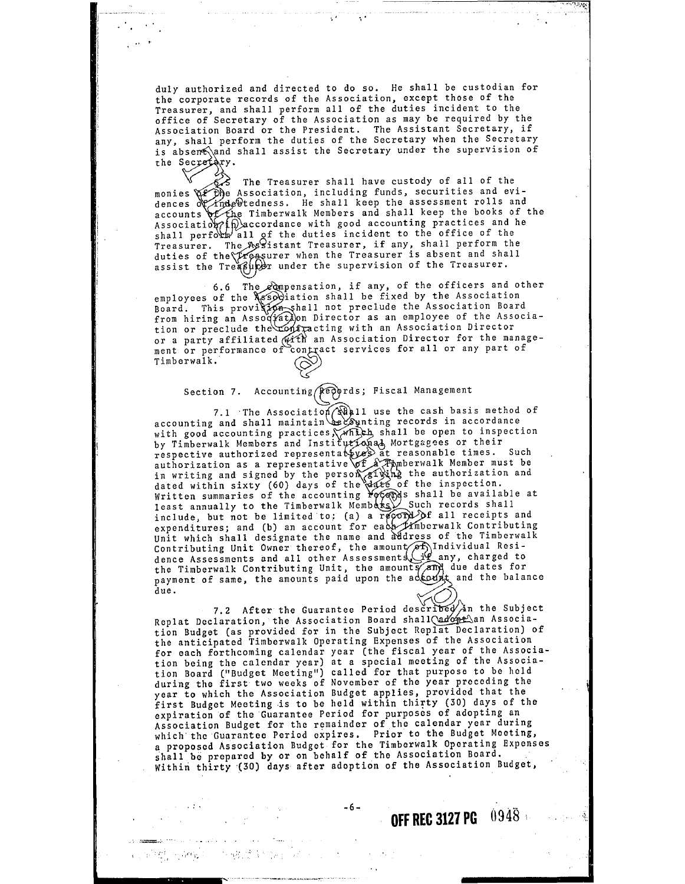duly authorized and directed to do so. He shall be custodian for the corporate records of the Association, except those of the Treasurer, and shall perform all of the duties incident to the office of Secretary of the Association as may be required by the Association Board or the President. The Assistant Secretary, if any, shall perform the duties of the Secretary when the Secretary is absent and shall assist the Secretary under the supervision of the Secretary.

6.5 The Treasurer shall have custody of all of the monies of the Association, including funds, securities and evidences of indebtedness. He shall keep the assessment rolls and accounts of the Timberwalk Members and shall keep the books of the Association in accordance with good accounting practices and he shall perform all of the duties incident to the office of the Treasurer. The Assistant Treasurer, if any, shall perform the duties of the Treasurer when the Treasurer is absent and shall assist the Treasurer under the supervision of the Treasurer.

6.6 The compensation, if any, of the officers and other employees of the Association shall be fixed by the Association Board. This provision shall not preclude the Association Board from hiring an Association Director as an employee of the Association or preclude the contracting with an Association Director or a party affiliated with an Association Director for the management or performance of contract services for all or any part of Timberwalk.

Section 7. Accounting Records; Fiscal Management

7.1 The Association shall use the cash basis method of accounting and shall maintain accounting records in accordance with good accounting practices, which shall be open to inspection by Timberwalk Members and Institutional Mortgagees or their respective authorized representatives at reasonable times. Such authorization as a representative of a Timberwalk Member must be in writing and signed by the person giving the authorization and dated within sixty (60) days of the date of the inspection. Written summaries of the accounting records shall be available at least annually to the Timberwalk Members. Such records shall include, but not be limited to: (a) a record of all receipts and expenditures; and (b) an account for each Timberwalk Contributing Unit which shall designate the name and address of the Timberwalk Contributing Unit Owner thereof, the amount of Individual Residence Assessments and all other Assessments, if any, charged to the Timberwalk Contributing Unit, the amounts and due dates for payment of same, the amounts paid upon the account and the balance due.

7.2 After the Guarantee Period described in the Subject Replat Declaration, the Association Board shall adopt an Association Budget (as provided for in the Subject Replat Declaration) of the anticipated Timberwalk Operating Expenses of the Association for each forthcoming calendar year (the fiscal year of the Association being the calendar year) at a special meeting of the Association Board ("Budget Meeting") called for that purpose to be held during the first two weeks of November of the year preceding the year to which the Association Budget applies, provided that the first Budget Meeting is to be held within thirty (30) days of the expiration of the Guarantee Period for purposes of adopting an Association Budget for the remainder of the calendar year during which the Guarantee Period expires. Prior to the Budget Meeting, a proposed Association Budget for the Timberwalk Operating Expenses shall be prepared by or on behalf of the Association Board. Within thirty (30) days after adoption of the Association Budget,

OFF REC 3127 PG 0948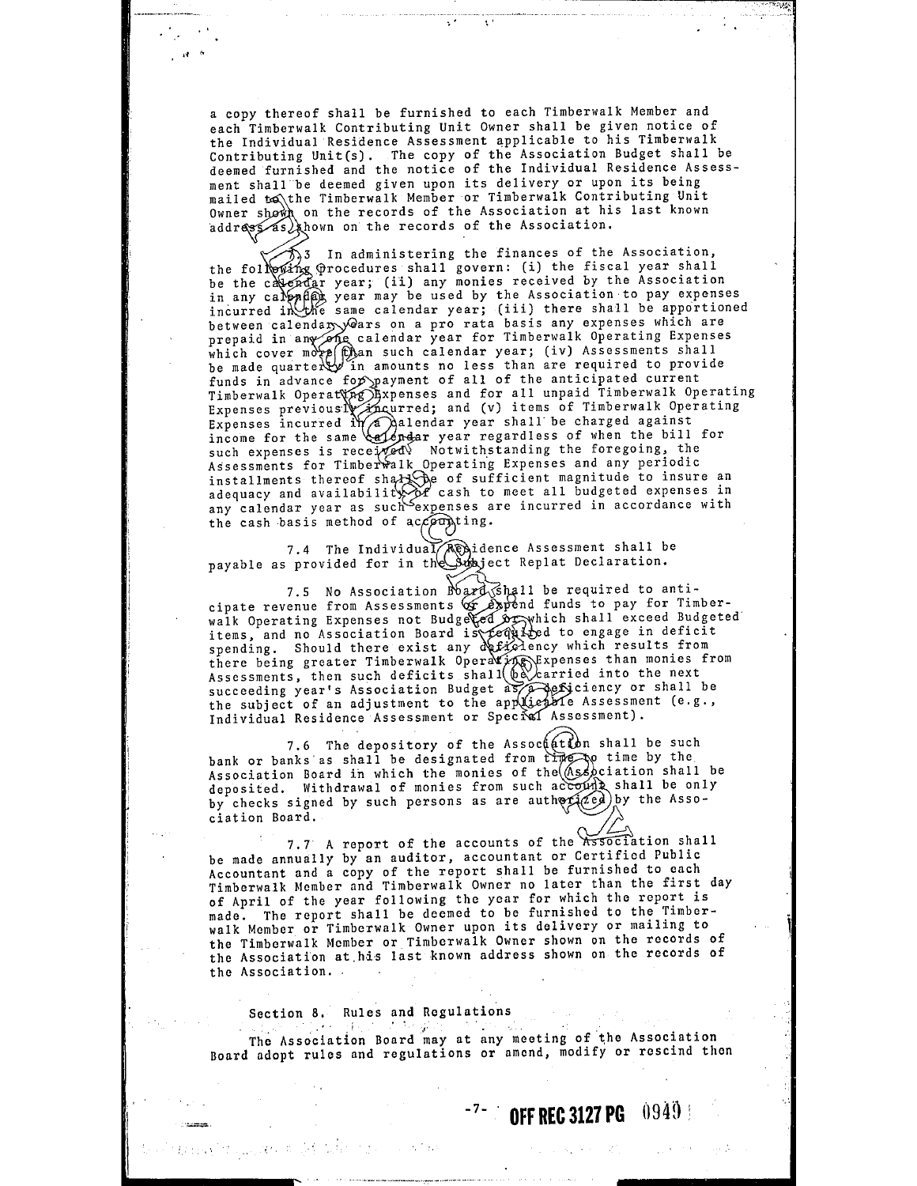a copy thereof shall be furnished to each Timberwalk Member and each Timberwalk Contributing Unit Owner shall be given notice of the Individual Residence Assessment applicable to his Timberwalk Contributing Unit(s). The copy of the Association Budget shall be deemed furnished and the notice of the Individual Residence Assessment shall be deemed given upon its delivery or upon its being mailed to the Timberwalk Member or Timberwalk Contributing Unit Owner shown on the records of the Association at his last known address as shown on the records of the Association.

7.3 In administering the finances of the Association, the following procedures shall govern: (i) the fiscal year shall be the calendar year; (ii) any monies received by the Association in any calendar year may be used by the Association to pay expenses incurred in the same calendar year; (iii) there shall be apportioned between calendar years on a pro rata basis any expenses which are prepaid in any one calendar year for Timberwalk Operating Expenses which cover more than such calendar year; (iv) Assessments shall be made quarterly in amounts no less than are required to provide funds in advance for payment of all of the anticipated current Timberwalk Operating Expenses and for all unpaid Timberwalk Operating Expenses previously incurred; and (v) items of Timberwalk Operating Expenses incurred in a calendar year shall be charged against income for the same calendar year regardless of when the bill for such expenses is received. Notwithstanding the foregoing, the Assessments for Timberwalk Operating Expenses and any periodic installments thereof shall be of sufficient magnitude to insure an adequacy and availability of cash to meet all budgeted expenses in any calendar year as such expenses are incurred in accordance with the cash basis method of accounting.

7.4 The Individual Residence Assessment shall be payable as provided for in the Subject Replat Declaration.

7.5 No Association Board shall be required to anticipate revenue from Assessments or expend funds to pay for Timberwalk Operating Expenses not Budgeted or which shall exceed Budgeted items, and no Association Board is required to engage in deficit spending. Should there exist any deficiency which results from there being greater Timberwalk Operating Expenses than monies from Assessments, then such deficits shall be carried into the next succeeding year's Association Budget as a deficiency or shall be the subject of an adjustment to the applicable Assessment (e.g., Individual Residence Assessment or Special Assessment).

7.6 The depository of the Association shall be such bank or banks as shall be designated from time to time by the Association Board in which the monies of the Association shall be deposited. Withdrawal of monies from such account shall be only by checks signed by such persons as are authorized by the Association Board.

7.7 A report of the accounts of the Association shall be made annually by an auditor, accountant or Certified Public Accountant and a copy of the report shall be furnished to each Timberwalk Member and Timberwalk Owner no later than the first day of April of the year following the year for which the report is made. The report shall be deemed to be furnished to the Timberwalk Member or Timberwalk Owner upon its delivery or mailing to the Timberwalk Member or Timberwalk Owner shown on the records of the Association at his last known address shown on the records of the Association.

## Section 8. Rules and Regulations

The Association Board may at any meeting of the Association Board adopt rules and regulations or amend, modify or rescind then

OFF REC 3127 PG 0940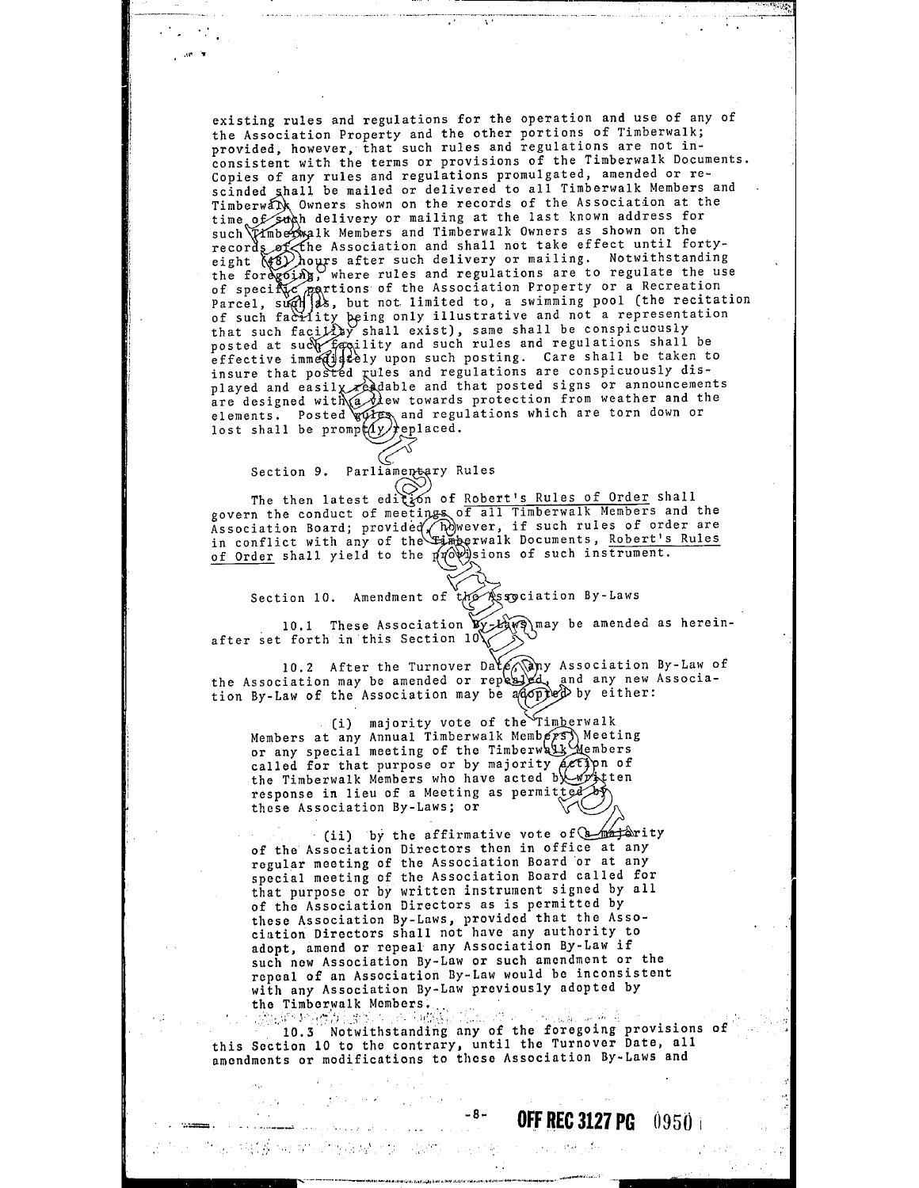existing rules and regulations for the operation and use of any of the Association Property and the other portions of Timberwalk; provided, however, that such rules and regulations are not inconsistent with the terms or provisions of the Timberwalk Documents. Copies of any rules and regulations promulgated, amended or rescinded shall be mailed or delivered to all Timberwalk Members and Timberwalk Owners shown on the records of the Association at the time of such delivery or mailing at the last known address for such Timberwalk Members and Timberwalk Owners as shown on the records of the Association and shall not take effect until forty-eight (48) hours after such delivery or mailing. Notwithstanding the foregoing, where rules and regulations are to regulate the use of specific portions of the Association Property or a Recreation Parcel, such as, but not limited to, a swimming pool (the recitation of such facility being only illustrative and not a representation that such facility shall exist), same shall be conspicuously posted at such facility and such rules and regulations shall be effective immediately upon such posting. Care shall be taken to insure that posted rules and regulations are conspicuously displayed and easily readable and that posted signs or announcements are designed with a view towards protection from weather and the elements. Posted rules and regulations which are torn down or lost shall be promptly replaced.

Section 9. Parliamentary Rules

The then latest edition of Robert's Rules of Order shall govern the conduct of meetings of all Timberwalk Members and the Association Board; provided, however, if such rules of order are in conflict with any of the Timberwalk Documents, Robert's Rules of Order shall yield to the provisions of such instrument.

Section 10. Amendment of the Association By-Laws

10.1 These Association By-Laws may be amended as hereinafter set forth in this Section 10.

10.2 After the Turnover Date, any Association By-Law of the Association may be amended or repealed, and any new Association By-Law of the Association may be adopted by either:

(i) majority vote of the Timberwalk Members at any Annual Timberwalk Members' Meeting or any special meeting of the Timberwalk Members called for that purpose or by majority action of the Timberwalk Members who have acted by written response in lieu of a Meeting as permitted by these Association By-Laws; or

(ii) by the affirmative vote of a majority of the Association Directors then in office at any regular meeting of the Association Board or at any special meeting of the Association Board called for that purpose or by written instrument signed by all of the Association Directors as is permitted by these Association By-Laws, provided that the Association Directors shall not have any authority to adopt, amend or repeal any Association By-Law if such new Association By-Law or such amendment or the repeal of an Association By-Law would be inconsistent with any Association By-Law previously adopted by the Timberwalk Members.

10.3 Notwithstanding any of the foregoing provisions of this Section 10 to the contrary, until the Turnover Date, all amendments or modifications to these Association By-Laws and

OFF REC 3127 PG 0950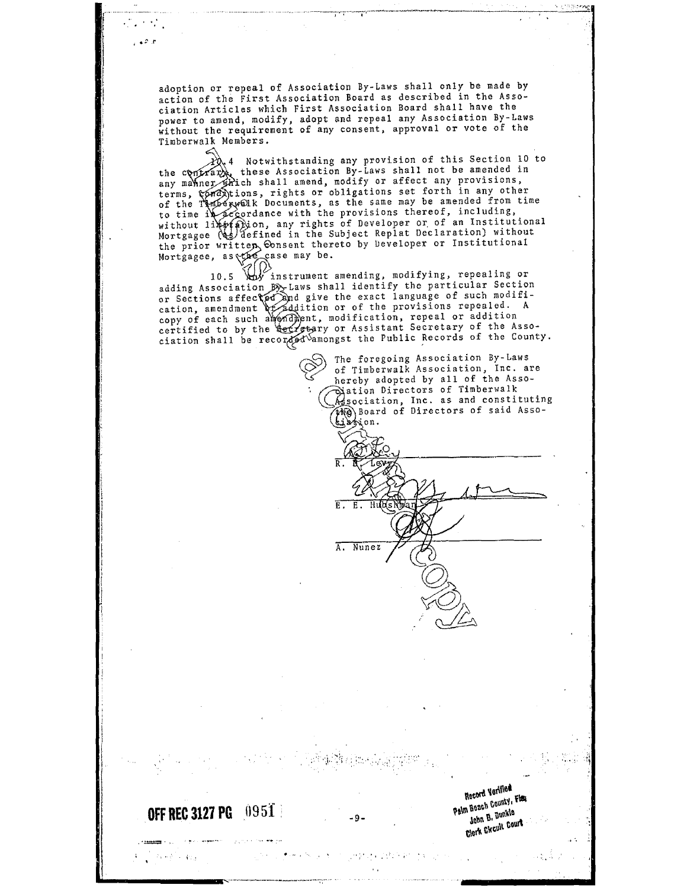adoption or repeal of Association By-Laws shall only be made by action of the First Association Board as described in the Association Articles which First Association Board shall have the power to amend, modify, adopt and repeal any Association By-Laws without the requirement of any consent, approval or vote of the Timberwalk Members.

10.4 Notwithstanding any provision of this Section 10 to the contrary, these Association By-Laws shall not be amended in any manner which shall amend, modify or affect any provisions, terms, conditions, rights or obligations set forth in any other of the Timberwalk Documents, as the same may be amended from time to time in accordance with the provisions thereof, including, without limitation, any rights of Developer or of an Institutional Mortgagee (as defined in the Subject Replat Declaration) without the prior written consent thereto by Developer or Institutional Mortgagee, as the case may be.

10.5 Any instrument amending, modifying, repealing or adding Association By-Laws shall identify the particular Section or Sections affected and give the exact language of such modification, amendment or addition or of the provisions repealed. A copy of each such amendment, modification, repeal or addition certified to by the Secretary or Assistant Secretary of the Association shall be recorded amongst the Public Records of the County.

The foregoing Association By-Laws of Timberwalk Association, Inc. are hereby adopted by all of the Association Directors of Timberwalk Association, Inc. as and constituting the Board of Directors of said Association.

______________________
R. B. Levy

______________________
E. E. Hubshman

______________________
A. Nunez

OFF REC 3127 PG 0951

Record Verified
Palm Beach County, Fla.
John B. Dunkle
Clerk Circuit Court